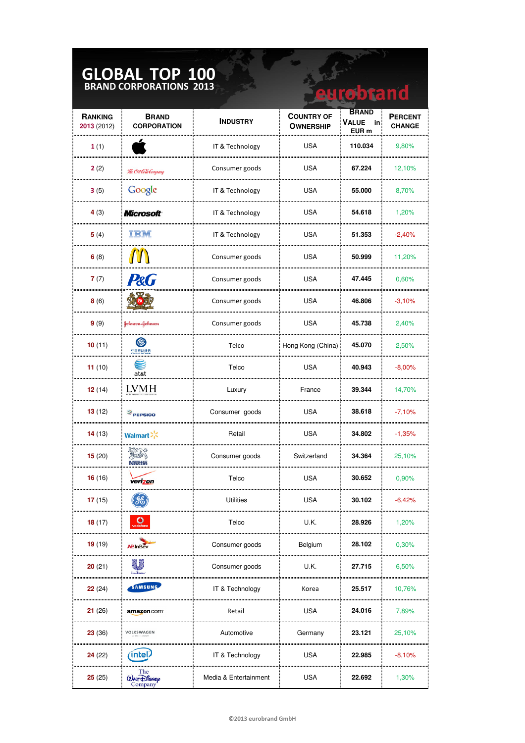# GLOBAL TOP 100

## BRAND CORPORATIONS 2013

eurobrand

| RANKING 2013 (2012) | BRAND CORPORATION | INDUSTRY | COUNTRY OF OWNERSHIP | BRAND VALUE in EUR m | PERCENT CHANGE |
|---|---|---|---|---|---|
| 1 (1) | | IT & Technology | USA | 110.034 | 9,80% |
| 2 (2) | The Coca-Cola Company | Consumer goods | USA | 67.224 | 12,10% |
| 3 (5) | Google | IT & Technology | USA | 55.000 | 8,70% |
| 4 (3) | Microsoft | IT & Technology | USA | 54.618 | 1,20% |
| 5 (4) | IBM | IT & Technology | USA | 51.353 | -2,40% |
| 6 (8) | | Consumer goods | USA | 50.999 | 11,20% |
| 7 (7) | P&G | Consumer goods | USA | 47.445 | 0,60% |
| 8 (6) | PM | Consumer goods | USA | 46.806 | -3,10% |
| 9 (9) | Johnson&Johnson | Consumer goods | USA | 45.738 | 2,40% |
| 10 (11) | 中国移动通信 China Mobile | Telco | Hong Kong (China) | 45.070 | 2,50% |
| 11 (10) | at&t | Telco | USA | 40.943 | -8,00% |
| 12 (14) | LVMH | Luxury | France | 39.344 | 14,70% |
| 13 (12) | PEPSICO | Consumer goods | USA | 38.618 | -7,10% |
| 14 (13) | Walmart | Retail | USA | 34.802 | -1,35% |
| 15 (20) | Nestlé | Consumer goods | Switzerland | 34.364 | 25,10% |
| 16 (16) | verizon | Telco | USA | 30.652 | 0,90% |
| 17 (15) | GE | Utilities | USA | 30.102 | -6,42% |
| 18 (17) | vodafone | Telco | U.K. | 28.926 | 1,20% |
| 19 (19) | AB InBev | Consumer goods | Belgium | 28.102 | 0,30% |
| 20 (21) | Unilever | Consumer goods | U.K. | 27.715 | 6,50% |
| 22 (24) | SAMSUNG | IT & Technology | Korea | 25.517 | 10,76% |
| 21 (26) | amazon.com | Retail | USA | 24.016 | 7,89% |
| 23 (36) | VOLKSWAGEN | Automotive | Germany | 23.121 | 25,10% |
| 24 (22) | intel | IT & Technology | USA | 22.985 | -8,10% |
| 25 (25) | The Walt Disney Company | Media & Entertainment | USA | 22.692 | 1,30% |

©2013 eurobrand GmbH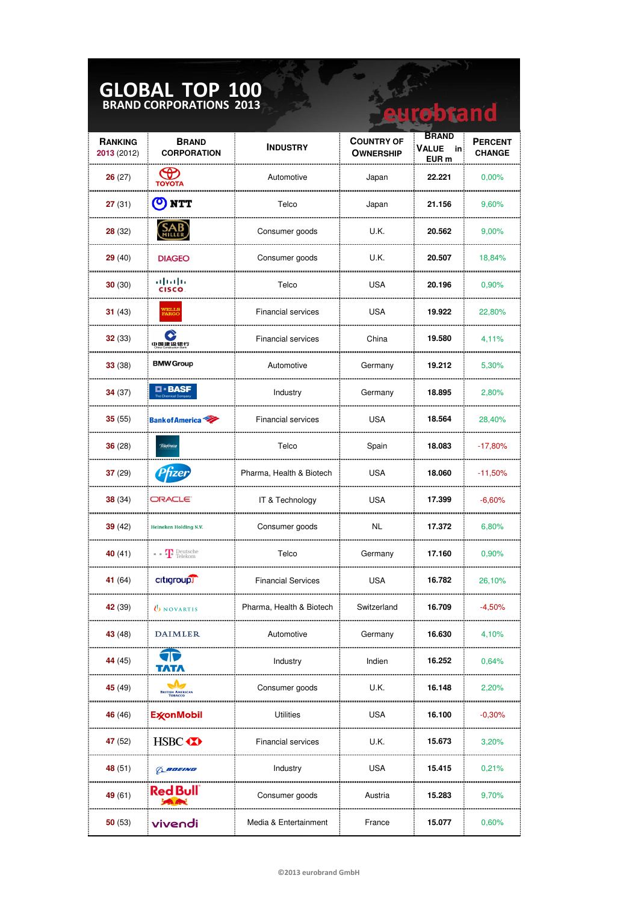# GLOBAL TOP 100

## BRAND CORPORATIONS 2013

eurobrand

| RANKING 2013 (2012) | BRAND CORPORATION | INDUSTRY | COUNTRY OF OWNERSHIP | BRAND VALUE in EUR m | PERCENT CHANGE |
|---|---|---|---|---|---|
| 26 (27) | TOYOTA | Automotive | Japan | 22.221 | 0,00% |
| 27 (31) | NTT | Telco | Japan | 21.156 | 9,60% |
| 28 (32) | SAB MILLER | Consumer goods | U.K. | 20.562 | 9,00% |
| 29 (40) | DIAGEO | Consumer goods | U.K. | 20.507 | 18,84% |
| 30 (30) | CISCO | Telco | USA | 20.196 | 0,90% |
| 31 (43) | WELLS FARGO | Financial services | USA | 19.922 | 22,80% |
| 32 (33) | 中国建设银行 China Construction Bank | Financial services | China | 19.580 | 4,11% |
| 33 (38) | BMW Group | Automotive | Germany | 19.212 | 5,30% |
| 34 (37) | BASF The Chemical Company | Industry | Germany | 18.895 | 2,80% |
| 35 (55) | Bank of America | Financial services | USA | 18.564 | 28,40% |
| 36 (28) | Telefonica | Telco | Spain | 18.083 | -17,80% |
| 37 (29) | Pfizer | Pharma, Health & Biotech | USA | 18.060 | -11,50% |
| 38 (34) | ORACLE | IT & Technology | USA | 17.399 | -6,60% |
| 39 (42) | Heineken Holding N.V. | Consumer goods | NL | 17.372 | 6,80% |
| 40 (41) | T Deutsche Telekom | Telco | Germany | 17.160 | 0,90% |
| 41 (64) | citigroup | Financial Services | USA | 16.782 | 26,10% |
| 42 (39) | NOVARTIS | Pharma, Health & Biotech | Switzerland | 16.709 | -4,50% |
| 43 (48) | DAIMLER | Automotive | Germany | 16.630 | 4,10% |
| 44 (45) | TATA | Industry | Indien | 16.252 | 0,64% |
| 45 (49) | British American Tobacco | Consumer goods | U.K. | 16.148 | 2,20% |
| 46 (46) | ExxonMobil | Utilities | USA | 16.100 | -0,30% |
| 47 (52) | HSBC | Financial services | U.K. | 15.673 | 3,20% |
| 48 (51) | BOEING | Industry | USA | 15.415 | 0,21% |
| 49 (61) | Red Bull | Consumer goods | Austria | 15.283 | 9,70% |
| 50 (53) | vivendi | Media & Entertainment | France | 15.077 | 0,60% |

©2013 eurobrand GmbH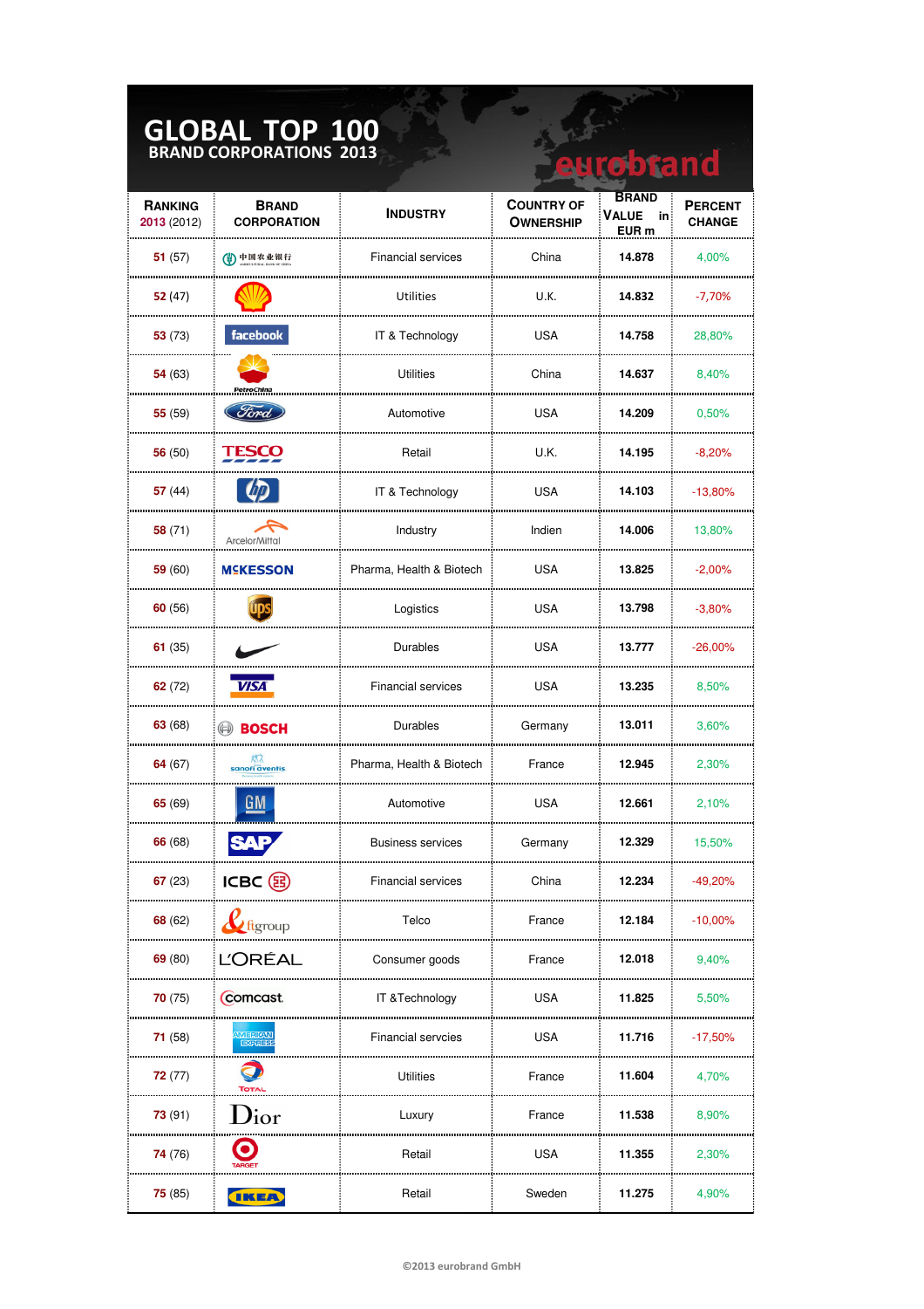# GLOBAL TOP 100

## BRAND CORPORATIONS 2013

eurobrand

| RANKING 2013 (2012) | BRAND CORPORATION | INDUSTRY | COUNTRY OF OWNERSHIP | BRAND VALUE in EUR m | PERCENT CHANGE |
|---|---|---|---|---|---|
| 51 (57) | 中国农业银行 | Financial services | China | 14.878 | 4,00% |
| 52 (47) | | Utilities | U.K. | 14.832 | -7,70% |
| 53 (73) | facebook | IT & Technology | USA | 14.758 | 28,80% |
| 54 (63) | PetroChina | Utilities | China | 14.637 | 8,40% |
| 55 (59) | Ford | Automotive | USA | 14.209 | 0,50% |
| 56 (50) | TESCO | Retail | U.K. | 14.195 | -8,20% |
| 57 (44) | hp | IT & Technology | USA | 14.103 | -13,80% |
| 58 (71) | ArcelorMittal | Industry | Indien | 14.006 | 13,80% |
| 59 (60) | MCKESSON | Pharma, Health & Biotech | USA | 13.825 | -2,00% |
| 60 (56) | ups | Logistics | USA | 13.798 | -3,80% |
| 61 (35) | | Durables | USA | 13.777 | -26,00% |
| 62 (72) | VISA | Financial services | USA | 13.235 | 8,50% |
| 63 (68) | BOSCH | Durables | Germany | 13.011 | 3,60% |
| 64 (67) | sanofi aventis | Pharma, Health & Biotech | France | 12.945 | 2,30% |
| 65 (69) | GM | Automotive | USA | 12.661 | 2,10% |
| 66 (68) | SAP | Business services | Germany | 12.329 | 15,50% |
| 67 (23) | ICBC | Financial services | China | 12.234 | -49,20% |
| 68 (62) | ftgroup | Telco | France | 12.184 | -10,00% |
| 69 (80) | L'ORÉAL | Consumer goods | France | 12.018 | 9,40% |
| 70 (75) | comcast | IT &Technology | USA | 11.825 | 5,50% |
| 71 (58) | AMERICAN EXPRESS | Financial servcies | USA | 11.716 | -17,50% |
| 72 (77) | TOTAL | Utilities | France | 11.604 | 4,70% |
| 73 (91) | Dior | Luxury | France | 11.538 | 8,90% |
| 74 (76) | TARGET | Retail | USA | 11.355 | 2,30% |
| 75 (85) | IKEA | Retail | Sweden | 11.275 | 4,90% |

©2013 eurobrand GmbH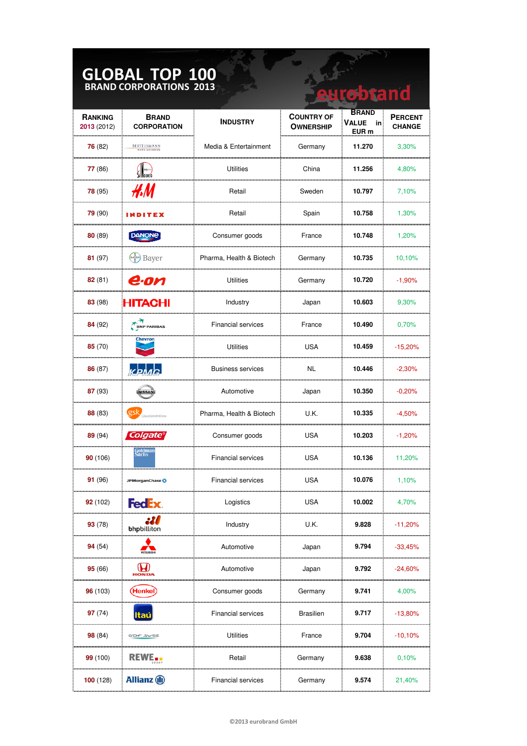# GLOBAL TOP 100

## BRAND CORPORATIONS 2013

eurobrand

| RANKING 2013 (2012) | BRAND CORPORATION | INDUSTRY | COUNTRY OF OWNERSHIP | BRAND VALUE in EUR m | PERCENT CHANGE |
|---|---|---|---|---|---|
| 76 (82) | BERTELSMANN | Media & Entertainment | Germany | 11.270 | 3,30% |
| 77 (86) | Sinopec | Utilities | China | 11.256 | 4,80% |
| 78 (95) | H&M | Retail | Sweden | 10.797 | 7,10% |
| 79 (90) | INDITEX | Retail | Spain | 10.758 | 1,30% |
| 80 (89) | DANONE | Consumer goods | France | 10.748 | 1,20% |
| 81 (97) | Bayer | Pharma, Health & Biotech | Germany | 10.735 | 10,10% |
| 82 (81) | e.on | Utilities | Germany | 10.720 | -1,90% |
| 83 (98) | HITACHI | Industry | Japan | 10.603 | 9,30% |
| 84 (92) | BNP PARIBAS | Financial services | France | 10.490 | 0,70% |
| 85 (70) | Chevron | Utilities | USA | 10.459 | -15,20% |
| 86 (87) | KPMG | Business services | NL | 10.446 | -2,30% |
| 87 (93) | NISSAN | Automotive | Japan | 10.350 | -0,20% |
| 88 (83) | gsk GlaxoSmithKline | Pharma, Health & Biotech | U.K. | 10.335 | -4,50% |
| 89 (94) | Colgate | Consumer goods | USA | 10.203 | -1,20% |
| 90 (106) | Goldman Sachs | Financial services | USA | 10.136 | 11,20% |
| 91 (96) | JPMorganChase | Financial services | USA | 10.076 | 1,10% |
| 92 (102) | FedEx | Logistics | USA | 10.002 | 4,70% |
| 93 (78) | bhpbilliton | Industry | U.K. | 9.828 | -11,20% |
| 94 (54) | MITSUBISHI | Automotive | Japan | 9.794 | -33,45% |
| 95 (66) | HONDA | Automotive | Japan | 9.792 | -24,60% |
| 96 (103) | Henkel | Consumer goods | Germany | 9.741 | 4,00% |
| 97 (74) | Itaú | Financial services | Brasilien | 9.717 | -13,80% |
| 98 (84) | GDF SUEZ | Utilities | France | 9.704 | -10,10% |
| 99 (100) | REWE GROUP | Retail | Germany | 9.638 | 0,10% |
| 100 (128) | Allianz | Financial services | Germany | 9.574 | 21,40% |

©2013 eurobrand GmbH